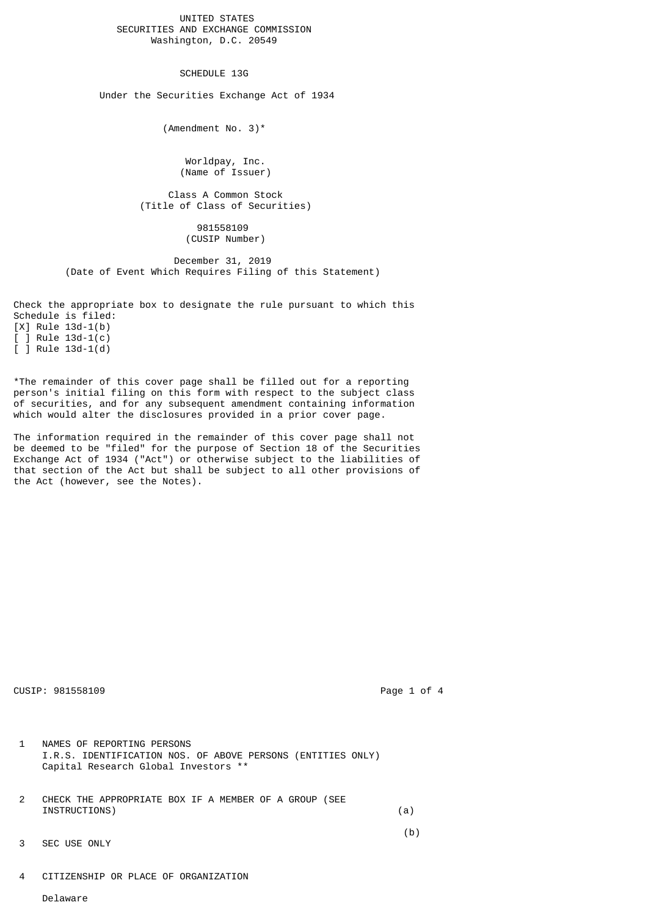UNITED STATES
SECURITIES AND EXCHANGE COMMISSION
Washington, D.C. 20549

# SCHEDULE 13G

Under the Securities Exchange Act of 1934

(Amendment No. 3)*

Worldpay, Inc.
(Name of Issuer)

Class A Common Stock
(Title of Class of Securities)

981558109
(CUSIP Number)

December 31, 2019
(Date of Event Which Requires Filing of this Statement)

Check the appropriate box to designate the rule pursuant to which this Schedule is filed:
[X] Rule 13d-1(b)
[ ] Rule 13d-1(c)
[ ] Rule 13d-1(d)

*The remainder of this cover page shall be filled out for a reporting person's initial filing on this form with respect to the subject class of securities, and for any subsequent amendment containing information which would alter the disclosures provided in a prior cover page.

The information required in the remainder of this cover page shall not be deemed to be "filed" for the purpose of Section 18 of the Securities Exchange Act of 1934 ("Act") or otherwise subject to the liabilities of that section of the Act but shall be subject to all other provisions of the Act (however, see the Notes).

CUSIP: 981558109

1 NAMES OF REPORTING PERSONS
I.R.S. IDENTIFICATION NOS. OF ABOVE PERSONS (ENTITIES ONLY)
Capital Research Global Investors **

2 CHECK THE APPROPRIATE BOX IF A MEMBER OF A GROUP (SEE INSTRUCTIONS) (a)
(b)

3 SEC USE ONLY

4 CITIZENSHIP OR PLACE OF ORGANIZATION

Delaware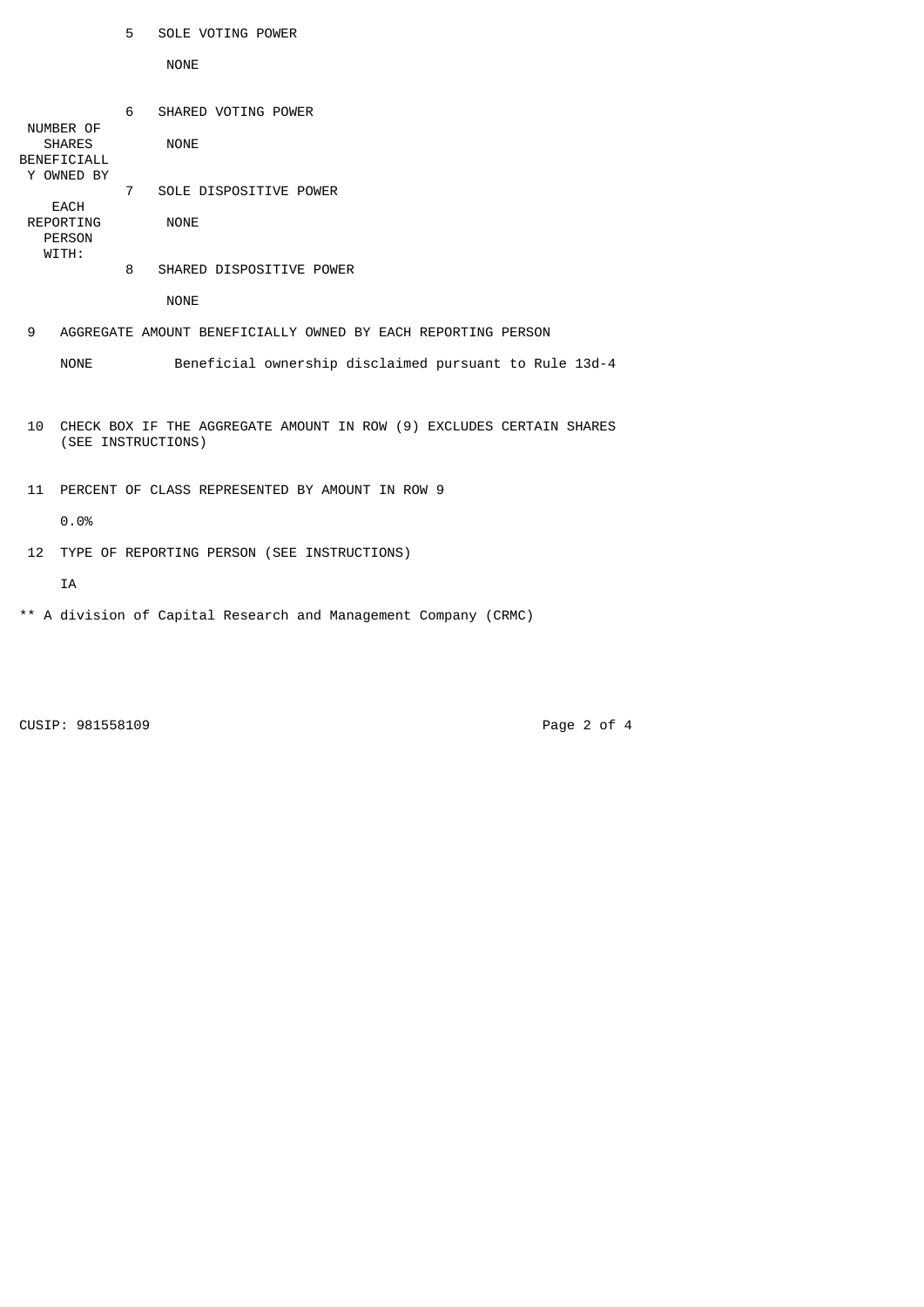| | | |
|---|---|---|
| NUMBER OF SHARES BENEFICIALLY OWNED BY EACH REPORTING PERSON WITH: | 5 | SOLE VOTING POWER<br><br>NONE |
| | 6 | SHARED VOTING POWER<br><br>NONE |
| | 7 | SOLE DISPOSITIVE POWER<br><br>NONE |
| | 8 | SHARED DISPOSITIVE POWER<br><br>NONE |

9 AGGREGATE AMOUNT BENEFICIALLY OWNED BY EACH REPORTING PERSON

NONE Beneficial ownership disclaimed pursuant to Rule 13d-4

10 CHECK BOX IF THE AGGREGATE AMOUNT IN ROW (9) EXCLUDES CERTAIN SHARES (SEE INSTRUCTIONS)

11 PERCENT OF CLASS REPRESENTED BY AMOUNT IN ROW 9

0.0%

12 TYPE OF REPORTING PERSON (SEE INSTRUCTIONS)

IA

** A division of Capital Research and Management Company (CRMC)

CUSIP: 981558109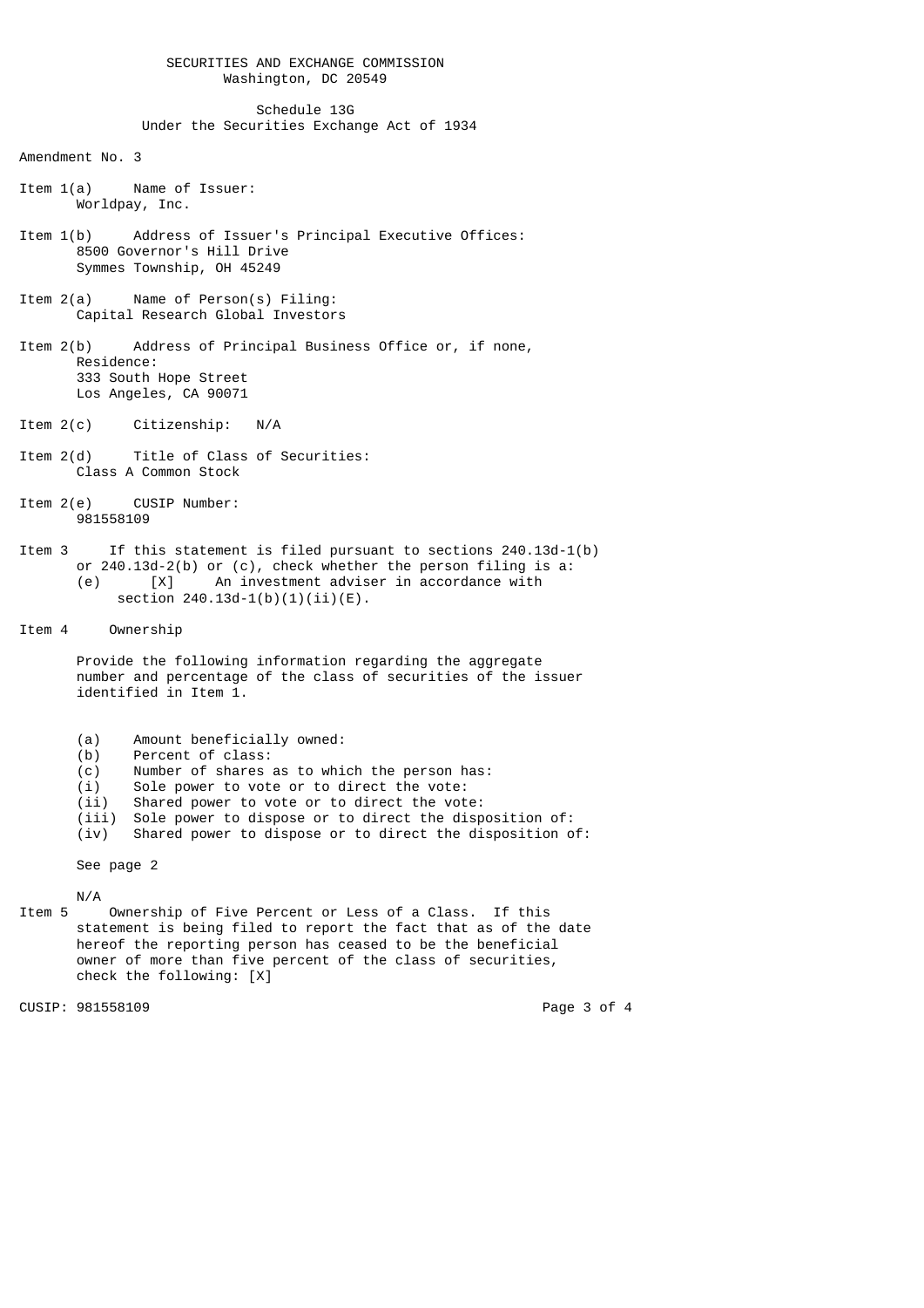SECURITIES AND EXCHANGE COMMISSION
Washington, DC 20549

Schedule 13G
Under the Securities Exchange Act of 1934

Amendment No. 3

Item 1(a) Name of Issuer:
Worldpay, Inc.

Item 1(b) Address of Issuer's Principal Executive Offices:
8500 Governor's Hill Drive
Symmes Township, OH 45249

Item 2(a) Name of Person(s) Filing:
Capital Research Global Investors

Item 2(b) Address of Principal Business Office or, if none, Residence:
333 South Hope Street
Los Angeles, CA 90071

Item 2(c) Citizenship: N/A

Item 2(d) Title of Class of Securities:
Class A Common Stock

Item 2(e) CUSIP Number:
981558109

Item 3 If this statement is filed pursuant to sections 240.13d-1(b) or 240.13d-2(b) or (c), check whether the person filing is a:
(e) [X] An investment adviser in accordance with section 240.13d-1(b)(1)(ii)(E).

Item 4 Ownership

Provide the following information regarding the aggregate number and percentage of the class of securities of the issuer identified in Item 1.

(a) Amount beneficially owned:
(b) Percent of class:
(c) Number of shares as to which the person has:
(i) Sole power to vote or to direct the vote:
(ii) Shared power to vote or to direct the vote:
(iii) Sole power to dispose or to direct the disposition of:
(iv) Shared power to dispose or to direct the disposition of:

See page 2

N/A

Item 5 Ownership of Five Percent or Less of a Class. If this statement is being filed to report the fact that as of the date hereof the reporting person has ceased to be the beneficial owner of more than five percent of the class of securities, check the following: [X]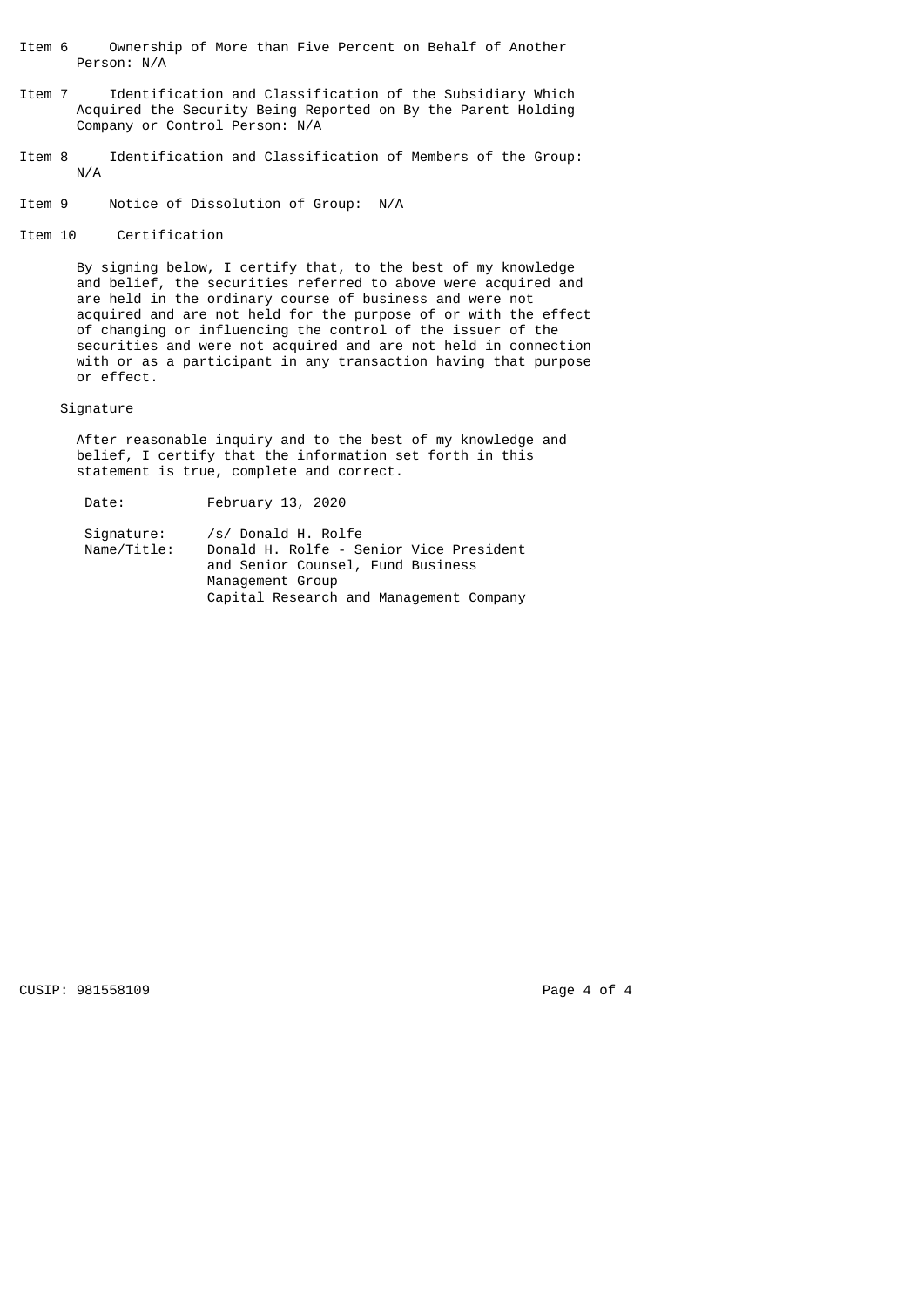Item 6 Ownership of More than Five Percent on Behalf of Another Person: N/A

Item 7 Identification and Classification of the Subsidiary Which Acquired the Security Being Reported on By the Parent Holding Company or Control Person: N/A

Item 8 Identification and Classification of Members of the Group: N/A

Item 9 Notice of Dissolution of Group: N/A

Item 10 Certification

By signing below, I certify that, to the best of my knowledge and belief, the securities referred to above were acquired and are held in the ordinary course of business and were not acquired and are not held for the purpose of or with the effect of changing or influencing the control of the issuer of the securities and were not acquired and are not held in connection with or as a participant in any transaction having that purpose or effect.

Signature

After reasonable inquiry and to the best of my knowledge and belief, I certify that the information set forth in this statement is true, complete and correct.

| | |
|---|---|
| Date: | February 13, 2020 |
| Signature: | /s/ Donald H. Rolfe |
| Name/Title: | Donald H. Rolfe - Senior Vice President and Senior Counsel, Fund Business Management Group Capital Research and Management Company |

CUSIP: 981558109